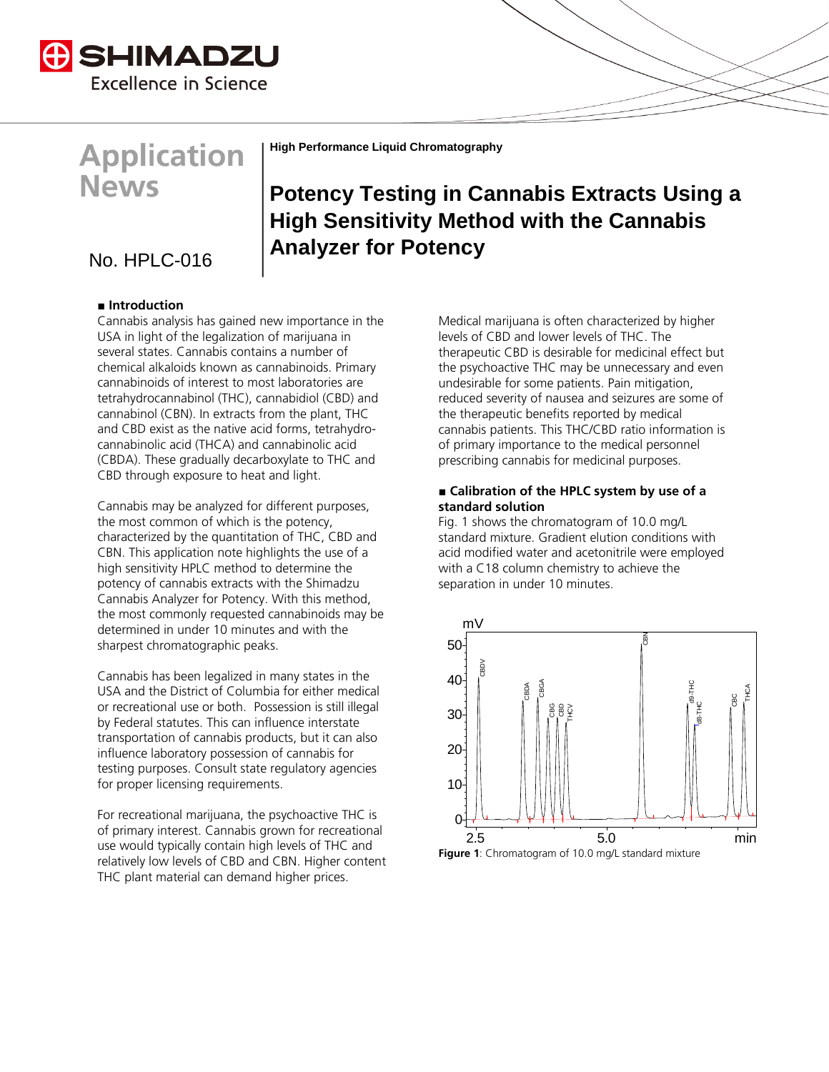Application News

**High Performance Liquid Chromatography**

# Potency Testing in Cannabis Extracts Using a High Sensitivity Method with the Cannabis Analyzer for Potency

No. HPLC-016

## ■ Introduction

Cannabis analysis has gained new importance in the USA in light of the legalization of marijuana in several states. Cannabis contains a number of chemical alkaloids known as cannabinoids. Primary cannabinoids of interest to most laboratories are tetrahydrocannabinol (THC), cannabidiol (CBD) and cannabinol (CBN). In extracts from the plant, THC and CBD exist as the native acid forms, tetrahydro-cannabinolic acid (THCA) and cannabinolic acid (CBDA). These gradually decarboxylate to THC and CBD through exposure to heat and light.

Cannabis may be analyzed for different purposes, the most common of which is the potency, characterized by the quantitation of THC, CBD and CBN. This application note highlights the use of a high sensitivity HPLC method to determine the potency of cannabis extracts with the Shimadzu Cannabis Analyzer for Potency. With this method, the most commonly requested cannabinoids may be determined in under 10 minutes and with the sharpest chromatographic peaks.

Cannabis has been legalized in many states in the USA and the District of Columbia for either medical or recreational use or both. Possession is still illegal by Federal statutes. This can influence interstate transportation of cannabis products, but it can also influence laboratory possession of cannabis for testing purposes. Consult state regulatory agencies for proper licensing requirements.

For recreational marijuana, the psychoactive THC is of primary interest. Cannabis grown for recreational use would typically contain high levels of THC and relatively low levels of CBD and CBN. Higher content THC plant material can demand higher prices.

Medical marijuana is often characterized by higher levels of CBD and lower levels of THC. The therapeutic CBD is desirable for medicinal effect but the psychoactive THC may be unnecessary and even undesirable for some patients. Pain mitigation, reduced severity of nausea and seizures are some of the therapeutic benefits reported by medical cannabis patients. This THC/CBD ratio information is of primary importance to the medical personnel prescribing cannabis for medicinal purposes.

## ■ Calibration of the HPLC system by use of a standard solution

Fig. 1 shows the chromatogram of 10.0 mg/L standard mixture. Gradient elution conditions with acid modified water and acetonitrile were employed with a C18 column chemistry to achieve the separation in under 10 minutes.

**Figure 1**: Chromatogram of 10.0 mg/L standard mixture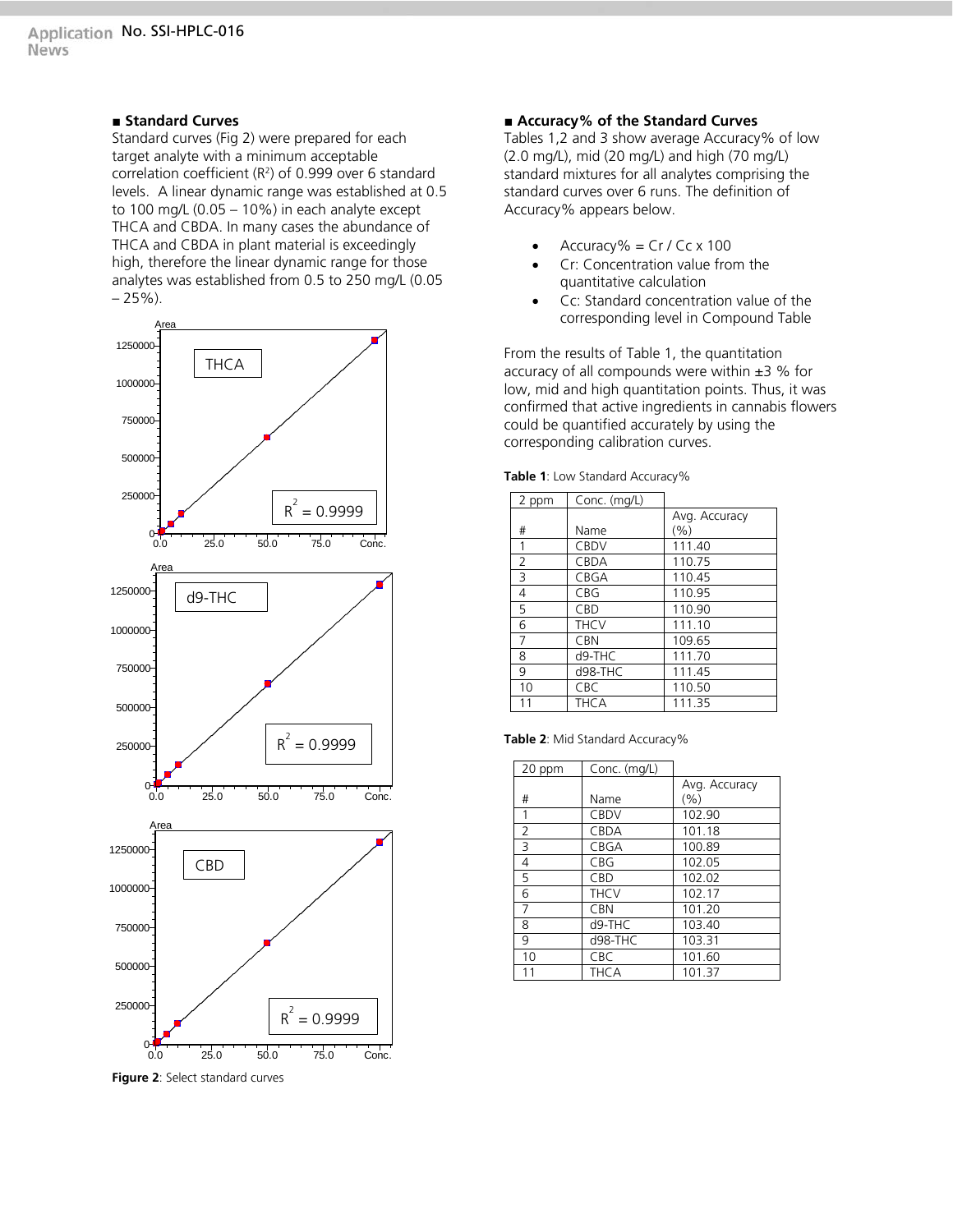■ **Standard Curves**

Standard curves (Fig 2) were prepared for each target analyte with a minimum acceptable correlation coefficient ($R^2$) of 0.999 over 6 standard levels. A linear dynamic range was established at 0.5 to 100 mg/L (0.05 – 10%) in each analyte except THCA and CBDA. In many cases the abundance of THCA and CBDA in plant material is exceedingly high, therefore the linear dynamic range for those analytes was established from 0.5 to 250 mg/L (0.05 – 25%).

**Figure 2**: Select standard curves

■ **Accuracy% of the Standard Curves**

Tables 1,2 and 3 show average Accuracy% of low (2.0 mg/L), mid (20 mg/L) and high (70 mg/L) standard mixtures for all analytes comprising the standard curves over 6 runs. The definition of Accuracy% appears below.

- Accuracy% = Cr / Cc x 100
- Cr: Concentration value from the quantitative calculation
- Cc: Standard concentration value of the corresponding level in Compound Table

From the results of Table 1, the quantitation accuracy of all compounds were within ±3 % for low, mid and high quantitation points. Thus, it was confirmed that active ingredients in cannabis flowers could be quantified accurately by using the corresponding calibration curves.

**Table 1**: Low Standard Accuracy%

| 2 ppm | Conc. (mg/L) | |
|---|---|---|
| # | Name | Avg. Accuracy (%) |
| 1 | CBDV | 111.40 |
| 2 | CBDA | 110.75 |
| 3 | CBGA | 110.45 |
| 4 | CBG | 110.95 |
| 5 | CBD | 110.90 |
| 6 | THCV | 111.10 |
| 7 | CBN | 109.65 |
| 8 | d9-THC | 111.70 |
| 9 | d98-THC | 111.45 |
| 10 | CBC | 110.50 |
| 11 | THCA | 111.35 |

**Table 2**: Mid Standard Accuracy%

| 20 ppm | Conc. (mg/L) | |
|---|---|---|
| # | Name | Avg. Accuracy (%) |
| 1 | CBDV | 102.90 |
| 2 | CBDA | 101.18 |
| 3 | CBGA | 100.89 |
| 4 | CBG | 102.05 |
| 5 | CBD | 102.02 |
| 6 | THCV | 102.17 |
| 7 | CBN | 101.20 |
| 8 | d9-THC | 103.40 |
| 9 | d98-THC | 103.31 |
| 10 | CBC | 101.60 |
| 11 | THCA | 101.37 |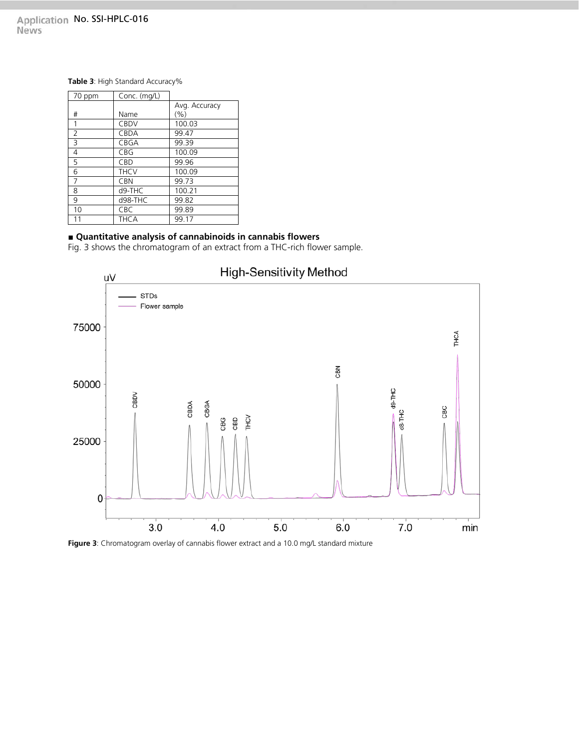**Table 3**: High Standard Accuracy%

| 70 ppm | Conc. (mg/L) | |
|---|---|---|
| # | Name | Avg. Accuracy (%) |
| 1 | CBDV | 100.03 |
| 2 | CBDA | 99.47 |
| 3 | CBGA | 99.39 |
| 4 | CBG | 100.09 |
| 5 | CBD | 99.96 |
| 6 | THCV | 100.09 |
| 7 | CBN | 99.73 |
| 8 | d9-THC | 100.21 |
| 9 | d98-THC | 99.82 |
| 10 | CBC | 99.89 |
| 11 | THCA | 99.17 |

## ■ Quantitative analysis of cannabinoids in cannabis flowers

Fig. 3 shows the chromatogram of an extract from a THC-rich flower sample.

**Figure 3**: Chromatogram overlay of cannabis flower extract and a 10.0 mg/L standard mixture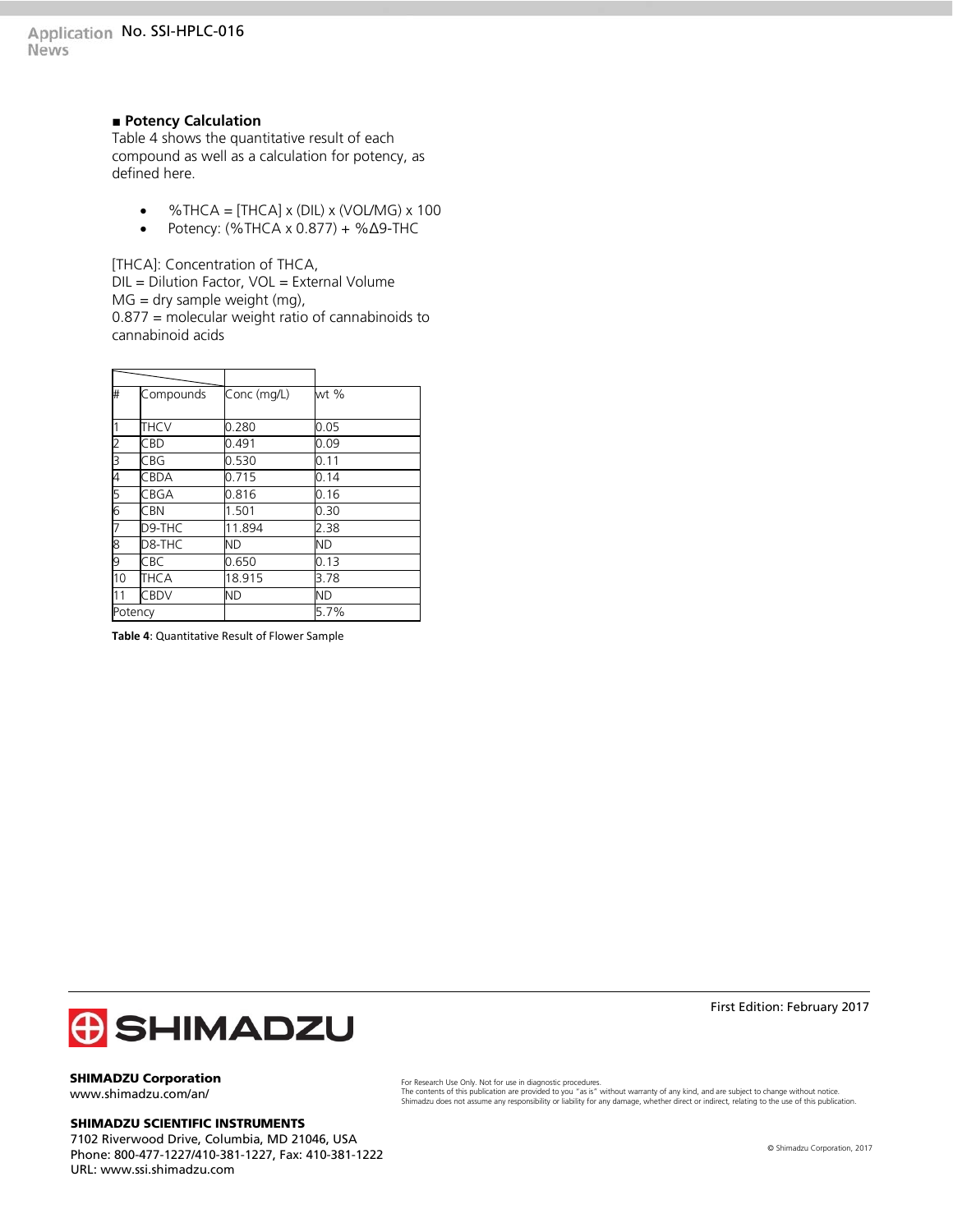## ■ Potency Calculation

Table 4 shows the quantitative result of each compound as well as a calculation for potency, as defined here.

- %THCA = [THCA] x (DIL) x (VOL/MG) x 100
- Potency: (%THCA x 0.877) + %Δ9-THC

[THCA]: Concentration of THCA,
DIL = Dilution Factor, VOL = External Volume
MG = dry sample weight (mg),
0.877 = molecular weight ratio of cannabinoids to cannabinoid acids

| # | Compounds | Conc (mg/L) | wt % |
|---|---|---|---|
| 1 | THCV | 0.280 | 0.05 |
| 2 | CBD | 0.491 | 0.09 |
| 3 | CBG | 0.530 | 0.11 |
| 4 | CBDA | 0.715 | 0.14 |
| 5 | CBGA | 0.816 | 0.16 |
| 6 | CBN | 1.501 | 0.30 |
| 7 | D9-THC | 11.894 | 2.38 |
| 8 | D8-THC | ND | ND |
| 9 | CBC | 0.650 | 0.13 |
| 10 | THCA | 18.915 | 3.78 |
| 11 | CBDV | ND | ND |
| Potency | | | 5.7% |

**Table 4**: Quantitative Result of Flower Sample

First Edition: February 2017

**SHIMADZU Corporation**
www.shimadzu.com/an/

**SHIMADZU SCIENTIFIC INSTRUMENTS**
7102 Riverwood Drive, Columbia, MD 21046, USA
Phone: 800-477-1227/410-381-1227, Fax: 410-381-1222
URL: www.ssi.shimadzu.com

For Research Use Only. Not for use in diagnostic procedures.
The contents of this publication are provided to you "as is" without warranty of any kind, and are subject to change without notice.
Shimadzu does not assume any responsibility or liability for any damage, whether direct or indirect, relating to the use of this publication.

© Shimadzu Corporation, 2017